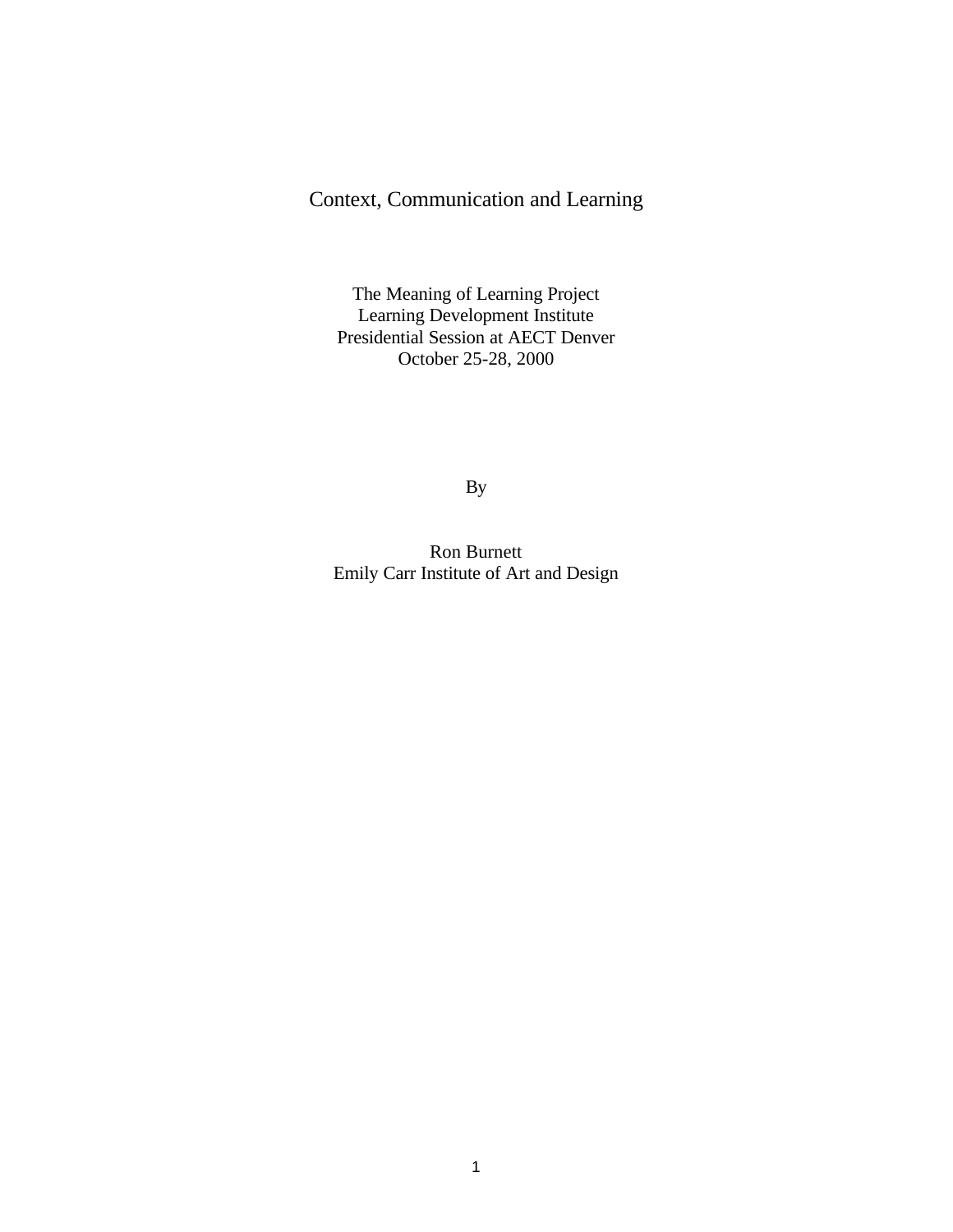# Context, Communication and Learning

The Meaning of Learning Project
Learning Development Institute
Presidential Session at AECT Denver
October 25-28, 2000

By

Ron Burnett
Emily Carr Institute of Art and Design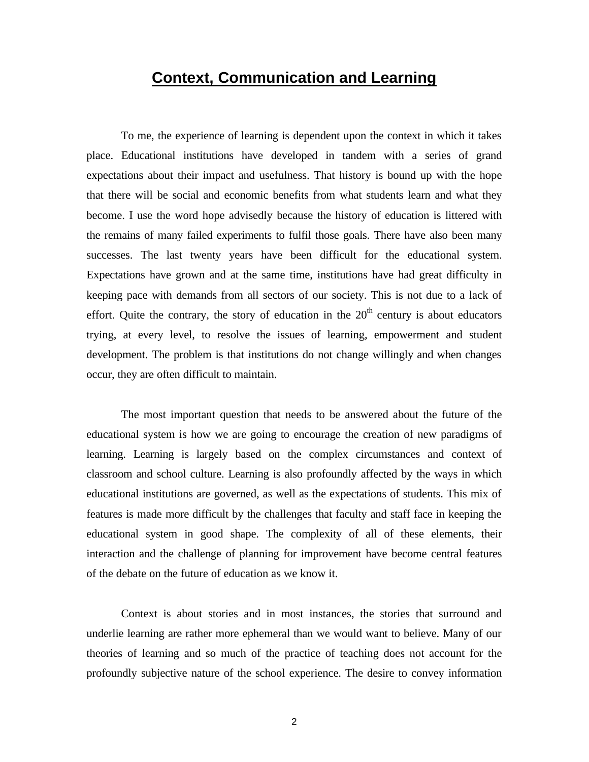# Context, Communication and Learning

To me, the experience of learning is dependent upon the context in which it takes place. Educational institutions have developed in tandem with a series of grand expectations about their impact and usefulness. That history is bound up with the hope that there will be social and economic benefits from what students learn and what they become. I use the word hope advisedly because the history of education is littered with the remains of many failed experiments to fulfil those goals. There have also been many successes. The last twenty years have been difficult for the educational system. Expectations have grown and at the same time, institutions have had great difficulty in keeping pace with demands from all sectors of our society. This is not due to a lack of effort. Quite the contrary, the story of education in the 20th century is about educators trying, at every level, to resolve the issues of learning, empowerment and student development. The problem is that institutions do not change willingly and when changes occur, they are often difficult to maintain.

The most important question that needs to be answered about the future of the educational system is how we are going to encourage the creation of new paradigms of learning. Learning is largely based on the complex circumstances and context of classroom and school culture. Learning is also profoundly affected by the ways in which educational institutions are governed, as well as the expectations of students. This mix of features is made more difficult by the challenges that faculty and staff face in keeping the educational system in good shape. The complexity of all of these elements, their interaction and the challenge of planning for improvement have become central features of the debate on the future of education as we know it.

Context is about stories and in most instances, the stories that surround and underlie learning are rather more ephemeral than we would want to believe. Many of our theories of learning and so much of the practice of teaching does not account for the profoundly subjective nature of the school experience. The desire to convey information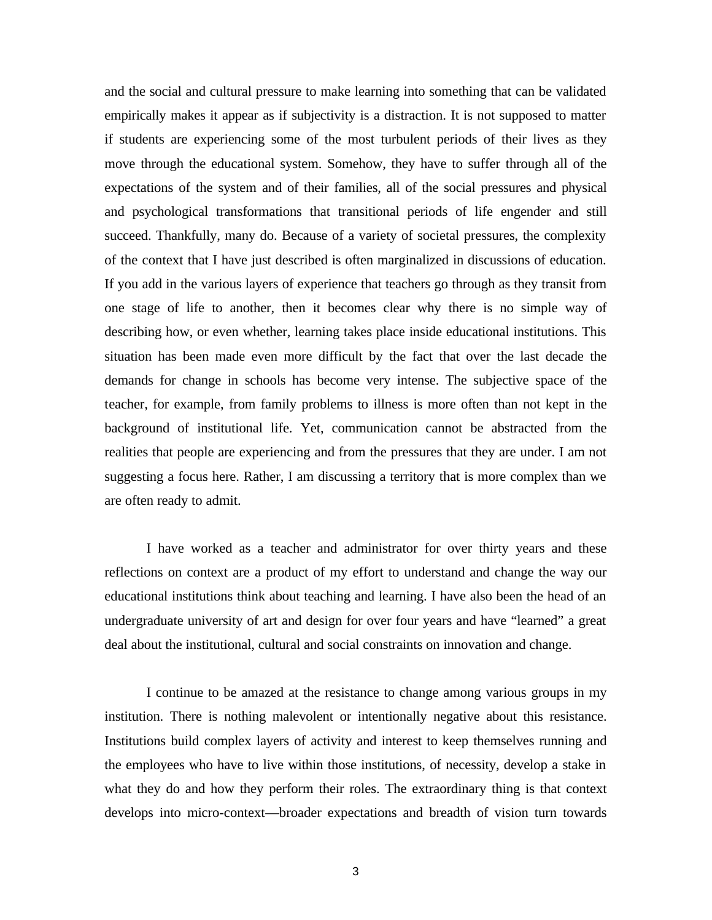and the social and cultural pressure to make learning into something that can be validated empirically makes it appear as if subjectivity is a distraction. It is not supposed to matter if students are experiencing some of the most turbulent periods of their lives as they move through the educational system. Somehow, they have to suffer through all of the expectations of the system and of their families, all of the social pressures and physical and psychological transformations that transitional periods of life engender and still succeed. Thankfully, many do. Because of a variety of societal pressures, the complexity of the context that I have just described is often marginalized in discussions of education. If you add in the various layers of experience that teachers go through as they transit from one stage of life to another, then it becomes clear why there is no simple way of describing how, or even whether, learning takes place inside educational institutions. This situation has been made even more difficult by the fact that over the last decade the demands for change in schools has become very intense. The subjective space of the teacher, for example, from family problems to illness is more often than not kept in the background of institutional life. Yet, communication cannot be abstracted from the realities that people are experiencing and from the pressures that they are under. I am not suggesting a focus here. Rather, I am discussing a territory that is more complex than we are often ready to admit.

I have worked as a teacher and administrator for over thirty years and these reflections on context are a product of my effort to understand and change the way our educational institutions think about teaching and learning. I have also been the head of an undergraduate university of art and design for over four years and have “learned” a great deal about the institutional, cultural and social constraints on innovation and change.

I continue to be amazed at the resistance to change among various groups in my institution. There is nothing malevolent or intentionally negative about this resistance. Institutions build complex layers of activity and interest to keep themselves running and the employees who have to live within those institutions, of necessity, develop a stake in what they do and how they perform their roles. The extraordinary thing is that context develops into micro-context—broader expectations and breadth of vision turn towards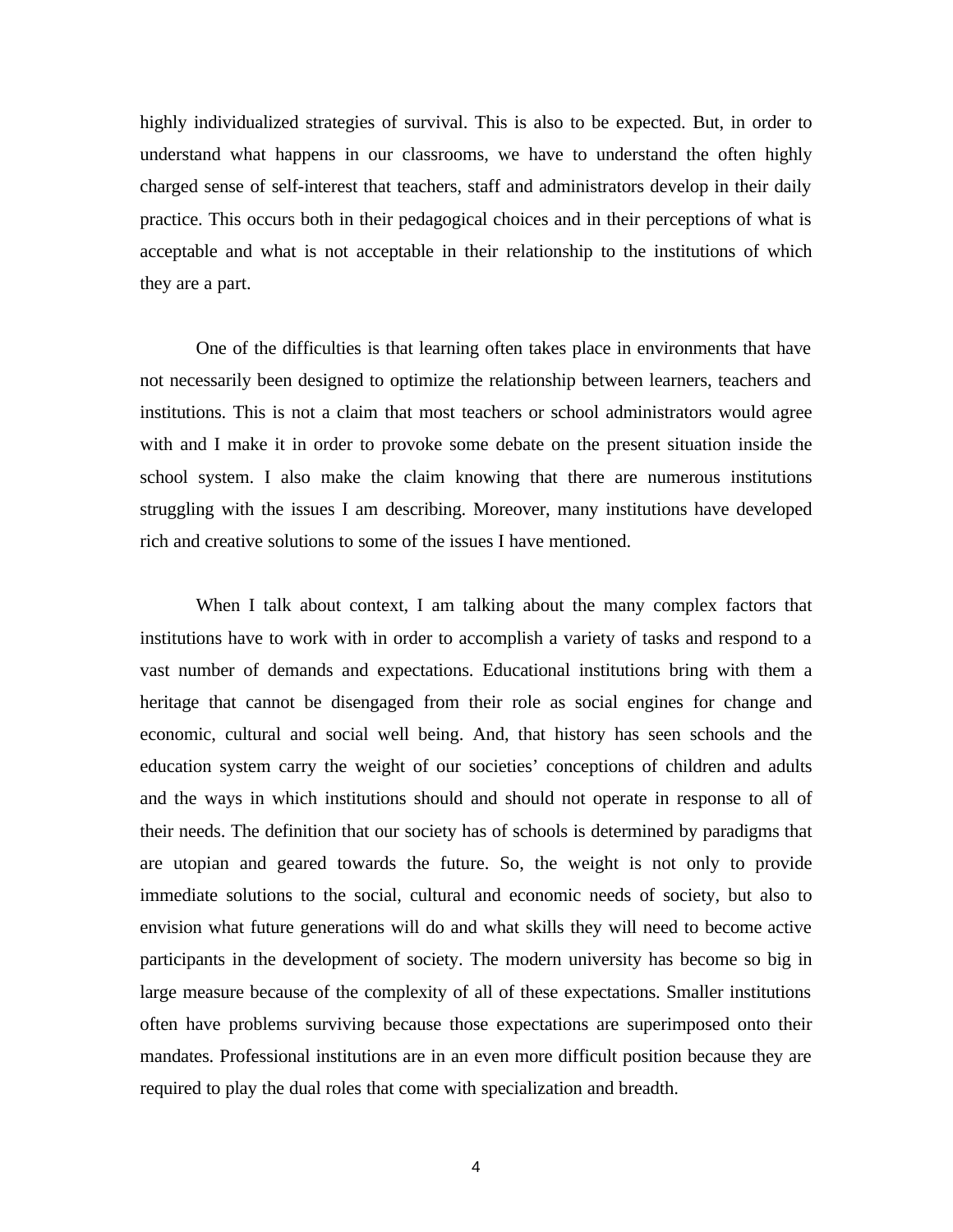highly individualized strategies of survival. This is also to be expected. But, in order to understand what happens in our classrooms, we have to understand the often highly charged sense of self-interest that teachers, staff and administrators develop in their daily practice. This occurs both in their pedagogical choices and in their perceptions of what is acceptable and what is not acceptable in their relationship to the institutions of which they are a part.

One of the difficulties is that learning often takes place in environments that have not necessarily been designed to optimize the relationship between learners, teachers and institutions. This is not a claim that most teachers or school administrators would agree with and I make it in order to provoke some debate on the present situation inside the school system. I also make the claim knowing that there are numerous institutions struggling with the issues I am describing. Moreover, many institutions have developed rich and creative solutions to some of the issues I have mentioned.

When I talk about context, I am talking about the many complex factors that institutions have to work with in order to accomplish a variety of tasks and respond to a vast number of demands and expectations. Educational institutions bring with them a heritage that cannot be disengaged from their role as social engines for change and economic, cultural and social well being. And, that history has seen schools and the education system carry the weight of our societies' conceptions of children and adults and the ways in which institutions should and should not operate in response to all of their needs. The definition that our society has of schools is determined by paradigms that are utopian and geared towards the future. So, the weight is not only to provide immediate solutions to the social, cultural and economic needs of society, but also to envision what future generations will do and what skills they will need to become active participants in the development of society. The modern university has become so big in large measure because of the complexity of all of these expectations. Smaller institutions often have problems surviving because those expectations are superimposed onto their mandates. Professional institutions are in an even more difficult position because they are required to play the dual roles that come with specialization and breadth.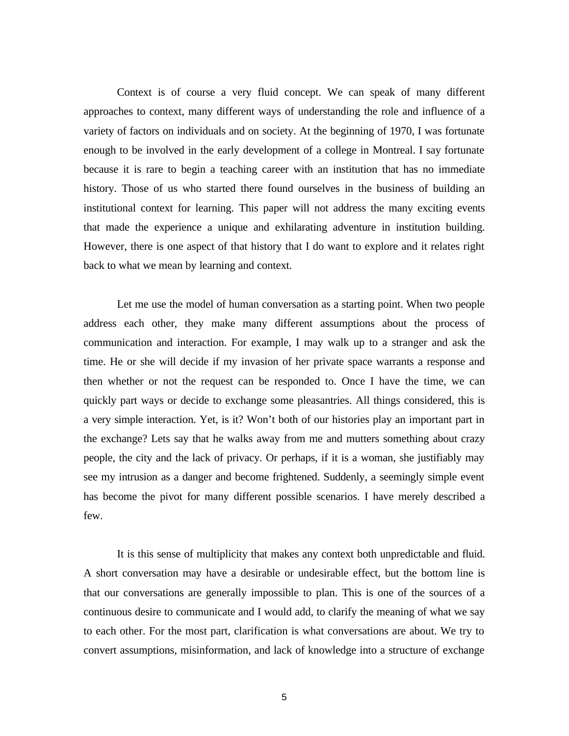Context is of course a very fluid concept. We can speak of many different approaches to context, many different ways of understanding the role and influence of a variety of factors on individuals and on society. At the beginning of 1970, I was fortunate enough to be involved in the early development of a college in Montreal. I say fortunate because it is rare to begin a teaching career with an institution that has no immediate history. Those of us who started there found ourselves in the business of building an institutional context for learning. This paper will not address the many exciting events that made the experience a unique and exhilarating adventure in institution building. However, there is one aspect of that history that I do want to explore and it relates right back to what we mean by learning and context.

Let me use the model of human conversation as a starting point. When two people address each other, they make many different assumptions about the process of communication and interaction. For example, I may walk up to a stranger and ask the time. He or she will decide if my invasion of her private space warrants a response and then whether or not the request can be responded to. Once I have the time, we can quickly part ways or decide to exchange some pleasantries. All things considered, this is a very simple interaction. Yet, is it? Won't both of our histories play an important part in the exchange? Lets say that he walks away from me and mutters something about crazy people, the city and the lack of privacy. Or perhaps, if it is a woman, she justifiably may see my intrusion as a danger and become frightened. Suddenly, a seemingly simple event has become the pivot for many different possible scenarios. I have merely described a few.

It is this sense of multiplicity that makes any context both unpredictable and fluid. A short conversation may have a desirable or undesirable effect, but the bottom line is that our conversations are generally impossible to plan. This is one of the sources of a continuous desire to communicate and I would add, to clarify the meaning of what we say to each other. For the most part, clarification is what conversations are about. We try to convert assumptions, misinformation, and lack of knowledge into a structure of exchange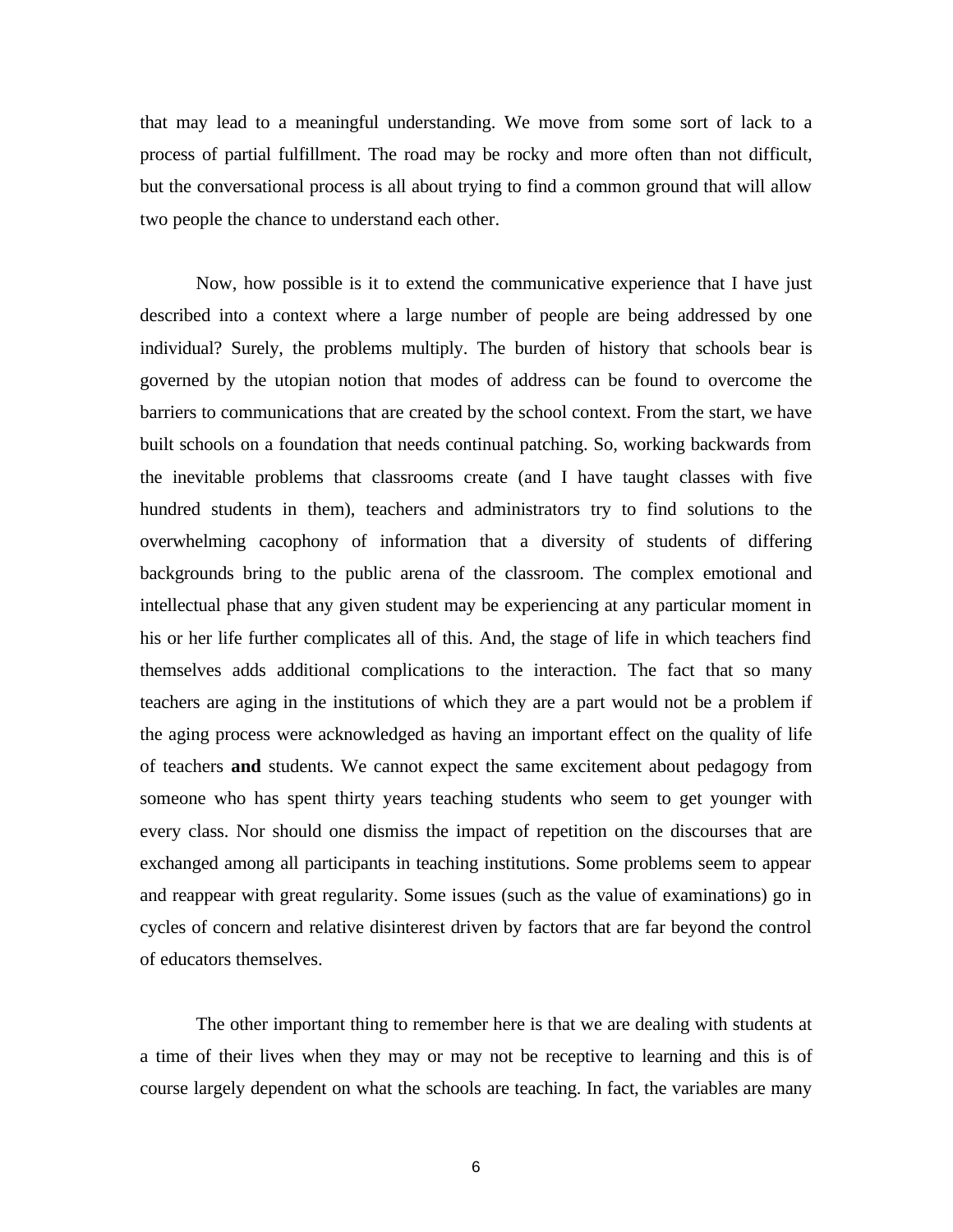that may lead to a meaningful understanding. We move from some sort of lack to a process of partial fulfillment. The road may be rocky and more often than not difficult, but the conversational process is all about trying to find a common ground that will allow two people the chance to understand each other.

Now, how possible is it to extend the communicative experience that I have just described into a context where a large number of people are being addressed by one individual? Surely, the problems multiply. The burden of history that schools bear is governed by the utopian notion that modes of address can be found to overcome the barriers to communications that are created by the school context. From the start, we have built schools on a foundation that needs continual patching. So, working backwards from the inevitable problems that classrooms create (and I have taught classes with five hundred students in them), teachers and administrators try to find solutions to the overwhelming cacophony of information that a diversity of students of differing backgrounds bring to the public arena of the classroom. The complex emotional and intellectual phase that any given student may be experiencing at any particular moment in his or her life further complicates all of this. And, the stage of life in which teachers find themselves adds additional complications to the interaction. The fact that so many teachers are aging in the institutions of which they are a part would not be a problem if the aging process were acknowledged as having an important effect on the quality of life of teachers **and** students. We cannot expect the same excitement about pedagogy from someone who has spent thirty years teaching students who seem to get younger with every class. Nor should one dismiss the impact of repetition on the discourses that are exchanged among all participants in teaching institutions. Some problems seem to appear and reappear with great regularity. Some issues (such as the value of examinations) go in cycles of concern and relative disinterest driven by factors that are far beyond the control of educators themselves.

The other important thing to remember here is that we are dealing with students at a time of their lives when they may or may not be receptive to learning and this is of course largely dependent on what the schools are teaching. In fact, the variables are many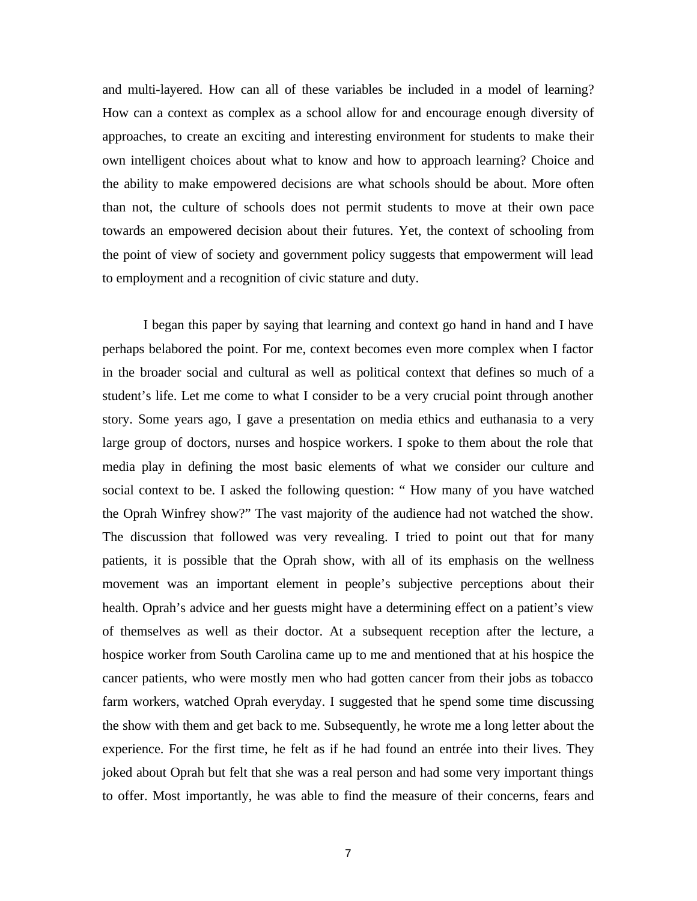and multi-layered. How can all of these variables be included in a model of learning? How can a context as complex as a school allow for and encourage enough diversity of approaches, to create an exciting and interesting environment for students to make their own intelligent choices about what to know and how to approach learning? Choice and the ability to make empowered decisions are what schools should be about. More often than not, the culture of schools does not permit students to move at their own pace towards an empowered decision about their futures. Yet, the context of schooling from the point of view of society and government policy suggests that empowerment will lead to employment and a recognition of civic stature and duty.

I began this paper by saying that learning and context go hand in hand and I have perhaps belabored the point. For me, context becomes even more complex when I factor in the broader social and cultural as well as political context that defines so much of a student's life. Let me come to what I consider to be a very crucial point through another story. Some years ago, I gave a presentation on media ethics and euthanasia to a very large group of doctors, nurses and hospice workers. I spoke to them about the role that media play in defining the most basic elements of what we consider our culture and social context to be. I asked the following question: " How many of you have watched the Oprah Winfrey show?" The vast majority of the audience had not watched the show. The discussion that followed was very revealing. I tried to point out that for many patients, it is possible that the Oprah show, with all of its emphasis on the wellness movement was an important element in people's subjective perceptions about their health. Oprah's advice and her guests might have a determining effect on a patient's view of themselves as well as their doctor. At a subsequent reception after the lecture, a hospice worker from South Carolina came up to me and mentioned that at his hospice the cancer patients, who were mostly men who had gotten cancer from their jobs as tobacco farm workers, watched Oprah everyday. I suggested that he spend some time discussing the show with them and get back to me. Subsequently, he wrote me a long letter about the experience. For the first time, he felt as if he had found an entrée into their lives. They joked about Oprah but felt that she was a real person and had some very important things to offer. Most importantly, he was able to find the measure of their concerns, fears and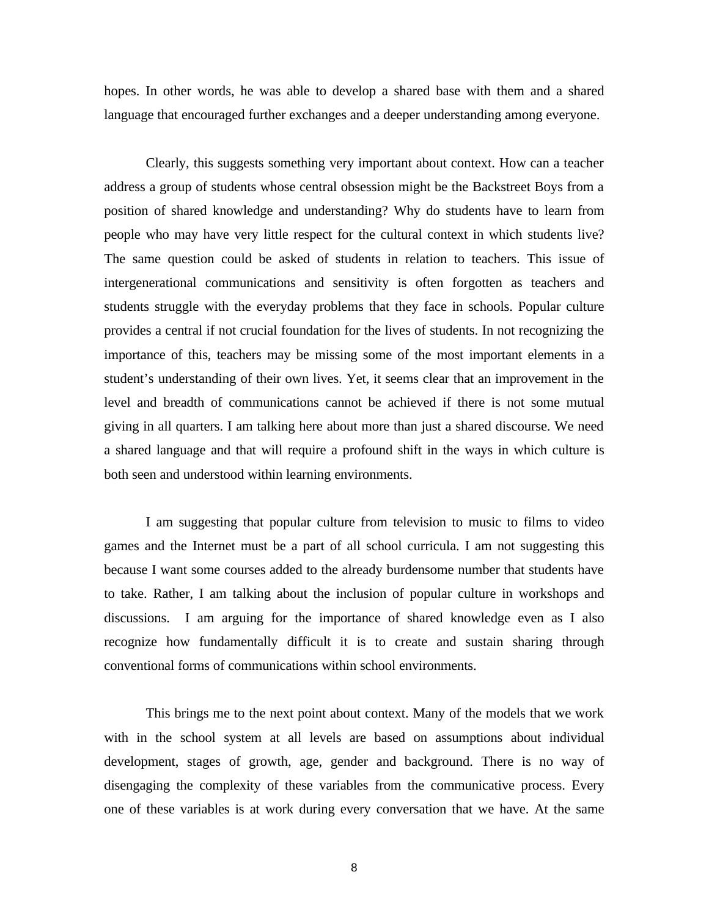hopes. In other words, he was able to develop a shared base with them and a shared language that encouraged further exchanges and a deeper understanding among everyone.

Clearly, this suggests something very important about context. How can a teacher address a group of students whose central obsession might be the Backstreet Boys from a position of shared knowledge and understanding? Why do students have to learn from people who may have very little respect for the cultural context in which students live? The same question could be asked of students in relation to teachers. This issue of intergenerational communications and sensitivity is often forgotten as teachers and students struggle with the everyday problems that they face in schools. Popular culture provides a central if not crucial foundation for the lives of students. In not recognizing the importance of this, teachers may be missing some of the most important elements in a student's understanding of their own lives. Yet, it seems clear that an improvement in the level and breadth of communications cannot be achieved if there is not some mutual giving in all quarters. I am talking here about more than just a shared discourse. We need a shared language and that will require a profound shift in the ways in which culture is both seen and understood within learning environments.

I am suggesting that popular culture from television to music to films to video games and the Internet must be a part of all school curricula. I am not suggesting this because I want some courses added to the already burdensome number that students have to take. Rather, I am talking about the inclusion of popular culture in workshops and discussions. I am arguing for the importance of shared knowledge even as I also recognize how fundamentally difficult it is to create and sustain sharing through conventional forms of communications within school environments.

This brings me to the next point about context. Many of the models that we work with in the school system at all levels are based on assumptions about individual development, stages of growth, age, gender and background. There is no way of disengaging the complexity of these variables from the communicative process. Every one of these variables is at work during every conversation that we have. At the same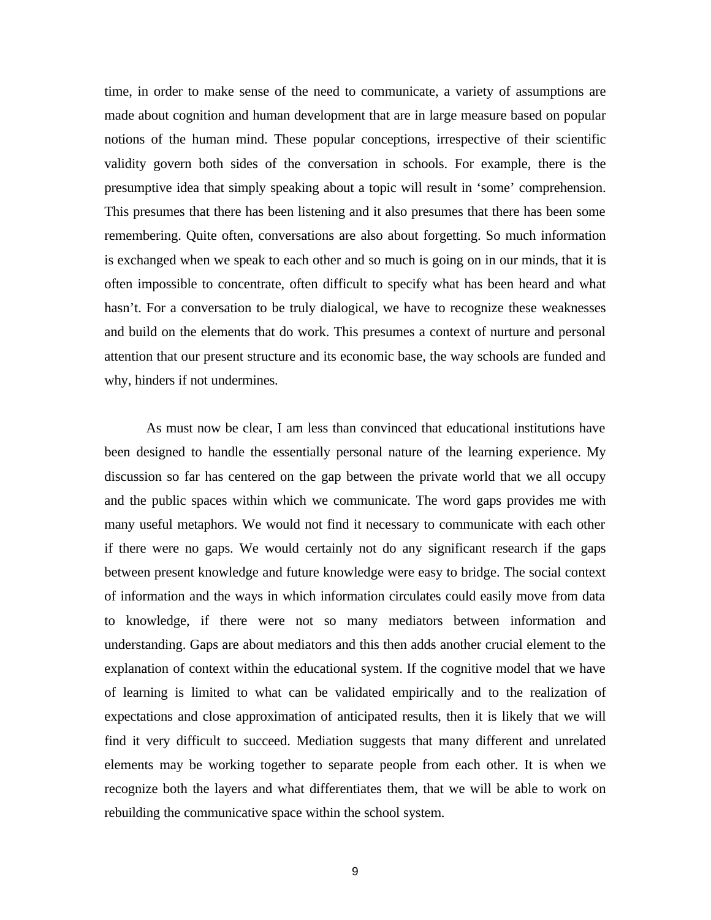time, in order to make sense of the need to communicate, a variety of assumptions are made about cognition and human development that are in large measure based on popular notions of the human mind. These popular conceptions, irrespective of their scientific validity govern both sides of the conversation in schools. For example, there is the presumptive idea that simply speaking about a topic will result in 'some' comprehension. This presumes that there has been listening and it also presumes that there has been some remembering. Quite often, conversations are also about forgetting. So much information is exchanged when we speak to each other and so much is going on in our minds, that it is often impossible to concentrate, often difficult to specify what has been heard and what hasn't. For a conversation to be truly dialogical, we have to recognize these weaknesses and build on the elements that do work. This presumes a context of nurture and personal attention that our present structure and its economic base, the way schools are funded and why, hinders if not undermines.

As must now be clear, I am less than convinced that educational institutions have been designed to handle the essentially personal nature of the learning experience. My discussion so far has centered on the gap between the private world that we all occupy and the public spaces within which we communicate. The word gaps provides me with many useful metaphors. We would not find it necessary to communicate with each other if there were no gaps. We would certainly not do any significant research if the gaps between present knowledge and future knowledge were easy to bridge. The social context of information and the ways in which information circulates could easily move from data to knowledge, if there were not so many mediators between information and understanding. Gaps are about mediators and this then adds another crucial element to the explanation of context within the educational system. If the cognitive model that we have of learning is limited to what can be validated empirically and to the realization of expectations and close approximation of anticipated results, then it is likely that we will find it very difficult to succeed. Mediation suggests that many different and unrelated elements may be working together to separate people from each other. It is when we recognize both the layers and what differentiates them, that we will be able to work on rebuilding the communicative space within the school system.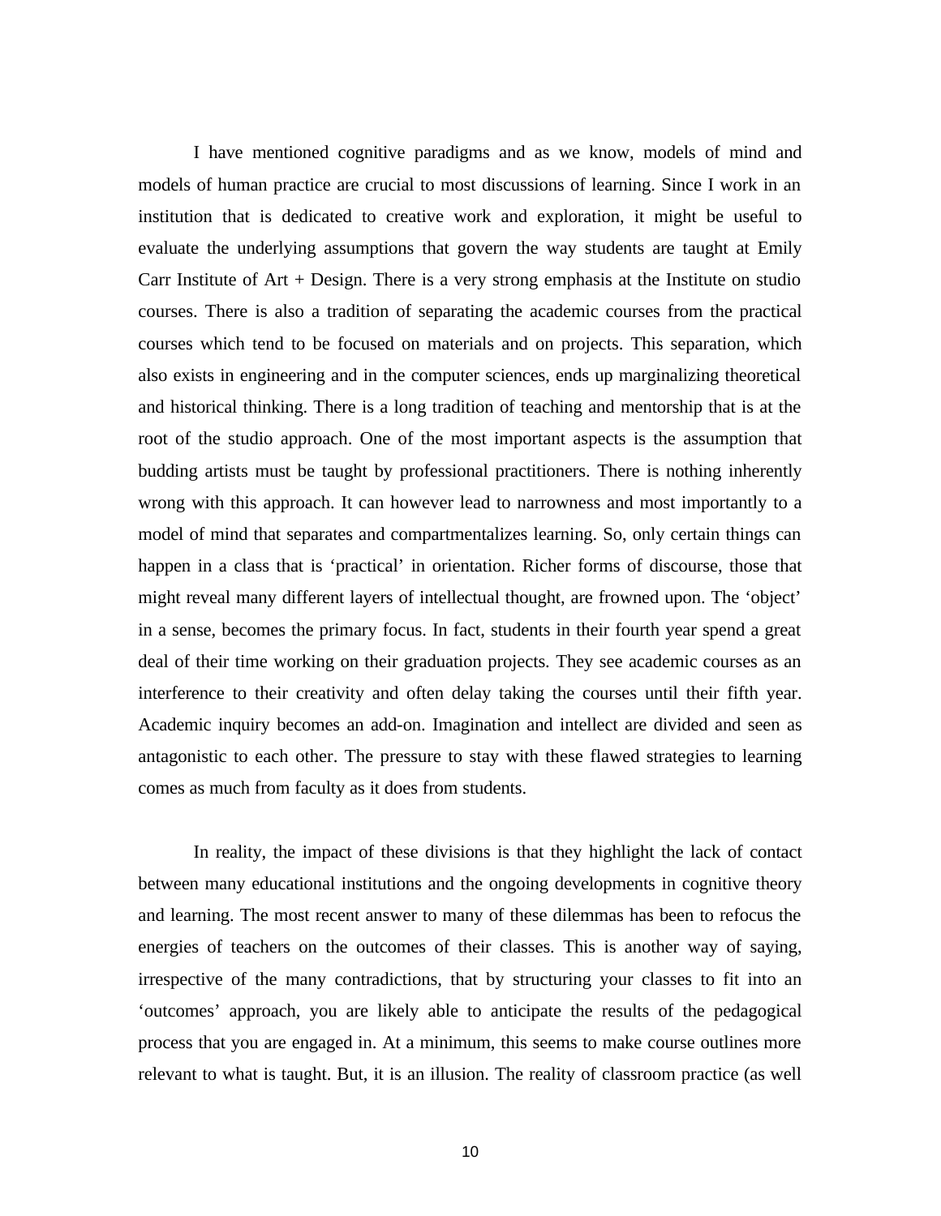I have mentioned cognitive paradigms and as we know, models of mind and models of human practice are crucial to most discussions of learning. Since I work in an institution that is dedicated to creative work and exploration, it might be useful to evaluate the underlying assumptions that govern the way students are taught at Emily Carr Institute of Art + Design. There is a very strong emphasis at the Institute on studio courses. There is also a tradition of separating the academic courses from the practical courses which tend to be focused on materials and on projects. This separation, which also exists in engineering and in the computer sciences, ends up marginalizing theoretical and historical thinking. There is a long tradition of teaching and mentorship that is at the root of the studio approach. One of the most important aspects is the assumption that budding artists must be taught by professional practitioners. There is nothing inherently wrong with this approach. It can however lead to narrowness and most importantly to a model of mind that separates and compartmentalizes learning. So, only certain things can happen in a class that is 'practical' in orientation. Richer forms of discourse, those that might reveal many different layers of intellectual thought, are frowned upon. The 'object' in a sense, becomes the primary focus. In fact, students in their fourth year spend a great deal of their time working on their graduation projects. They see academic courses as an interference to their creativity and often delay taking the courses until their fifth year. Academic inquiry becomes an add-on. Imagination and intellect are divided and seen as antagonistic to each other. The pressure to stay with these flawed strategies to learning comes as much from faculty as it does from students.

In reality, the impact of these divisions is that they highlight the lack of contact between many educational institutions and the ongoing developments in cognitive theory and learning. The most recent answer to many of these dilemmas has been to refocus the energies of teachers on the outcomes of their classes. This is another way of saying, irrespective of the many contradictions, that by structuring your classes to fit into an 'outcomes' approach, you are likely able to anticipate the results of the pedagogical process that you are engaged in. At a minimum, this seems to make course outlines more relevant to what is taught. But, it is an illusion. The reality of classroom practice (as well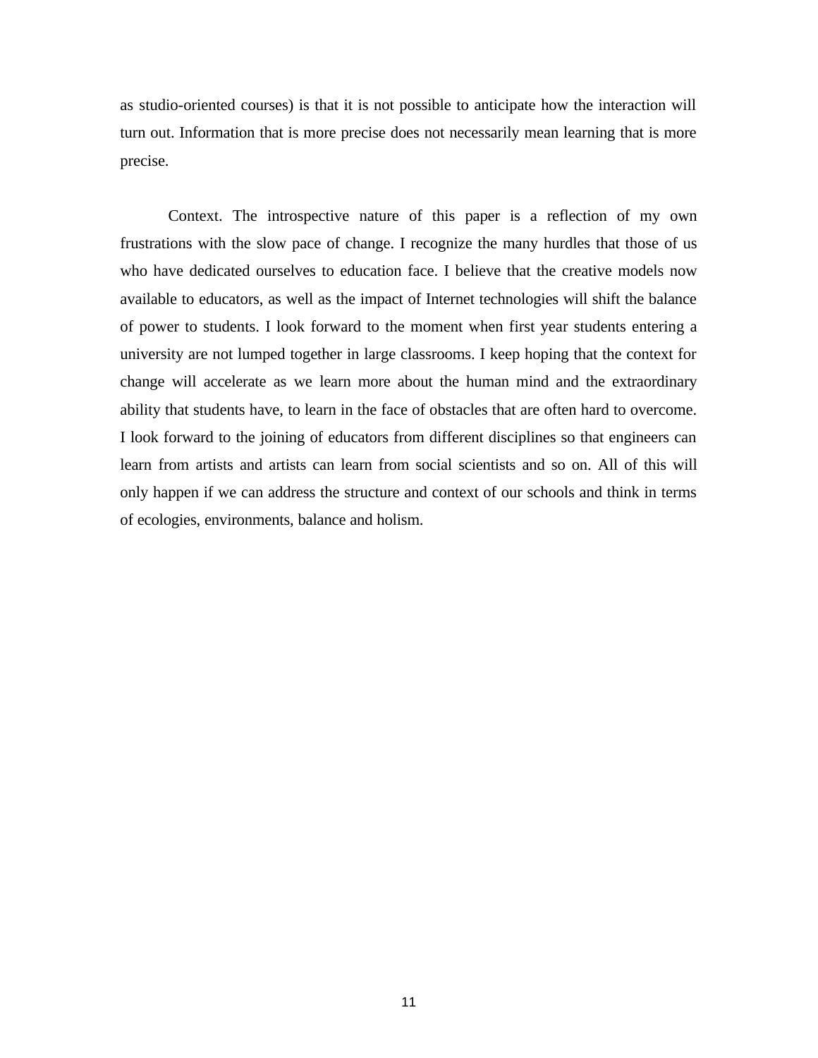as studio-oriented courses) is that it is not possible to anticipate how the interaction will turn out. Information that is more precise does not necessarily mean learning that is more precise.

Context. The introspective nature of this paper is a reflection of my own frustrations with the slow pace of change. I recognize the many hurdles that those of us who have dedicated ourselves to education face. I believe that the creative models now available to educators, as well as the impact of Internet technologies will shift the balance of power to students. I look forward to the moment when first year students entering a university are not lumped together in large classrooms. I keep hoping that the context for change will accelerate as we learn more about the human mind and the extraordinary ability that students have, to learn in the face of obstacles that are often hard to overcome. I look forward to the joining of educators from different disciplines so that engineers can learn from artists and artists can learn from social scientists and so on. All of this will only happen if we can address the structure and context of our schools and think in terms of ecologies, environments, balance and holism.